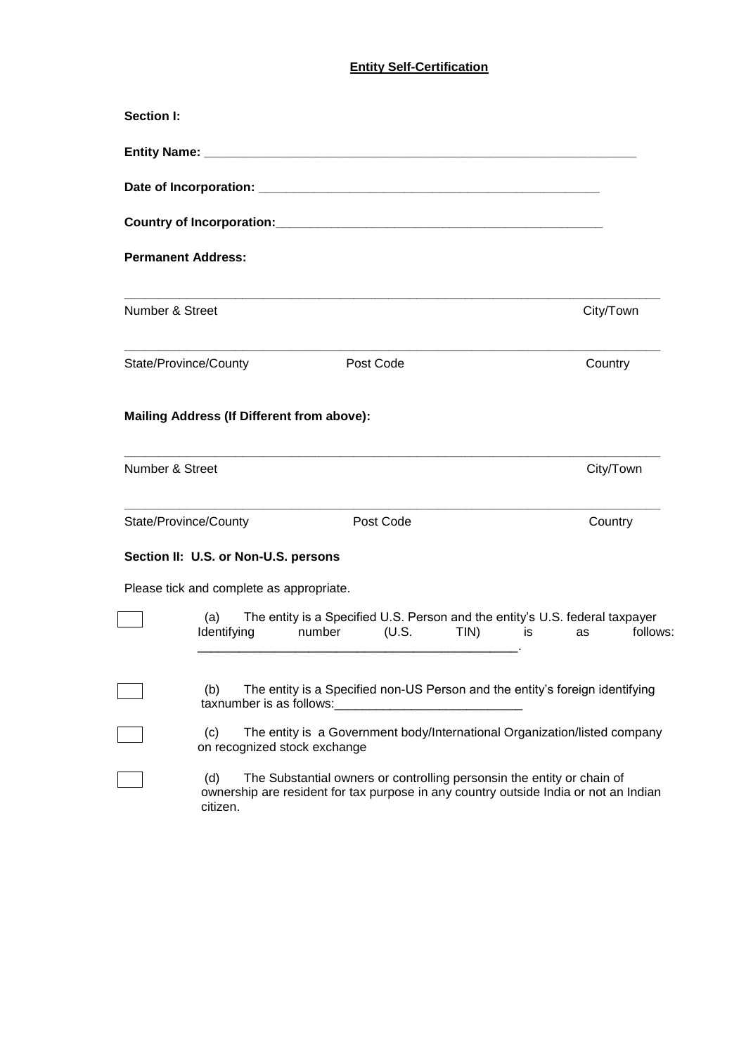**Entity Self-Certification**

**Section I:**

**Entity Name:** ____________________________________________________________

**Date of Incorporation:** ______________________________________________

**Country of Incorporation:** ______________________________________________

**Permanent Address:**

___________________________________________________________________________

Number & Street                                                                                                   City/Town

___________________________________________________________________________

State/Province/County                    Post Code                                                      Country

**Mailing Address (If Different from above):**

___________________________________________________________________________

Number & Street                                                                                                   City/Town

___________________________________________________________________________

State/Province/County                    Post Code                                                      Country

**Section II: U.S. or Non-U.S. persons**

Please tick and complete as appropriate.

☐ (a) The entity is a Specified U.S. Person and the entity's U.S. federal taxpayer Identifying number (U.S. TIN) is as follows: ______________________________________________.

☐ (b) The entity is a Specified non-US Person and the entity's foreign identifying taxnumber is as follows:___________________________

☐ (c) The entity is a Government body/International Organization/listed company on recognized stock exchange

☐ (d) The Substantial owners or controlling personsin the entity or chain of ownership are resident for tax purpose in any country outside India or not an Indian citizen.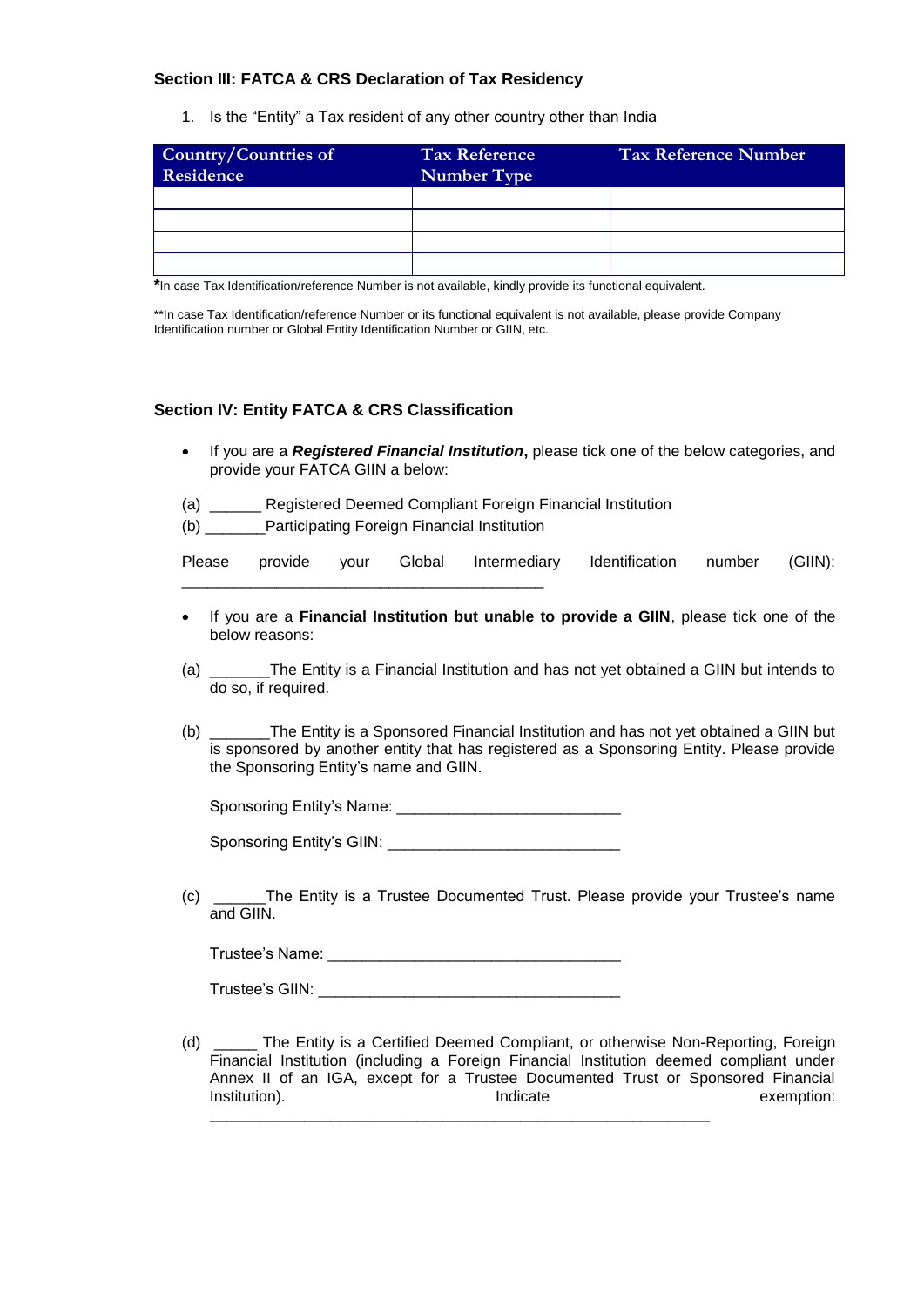### Section III: FATCA & CRS Declaration of Tax Residency

1. Is the "Entity" a Tax resident of any other country other than India

| Country/Countries of Residence | Tax Reference Number Type | Tax Reference Number |
|---|---|---|
| | | |
| | | |
| | | |
| | | |

*In case Tax Identification/reference Number is not available, kindly provide its functional equivalent.

**In case Tax Identification/reference Number or its functional equivalent is not available, please provide Company Identification number or Global Entity Identification Number or GIIN, etc.

### Section IV: Entity FATCA & CRS Classification

- If you are a ***Registered Financial Institution***, please tick one of the below categories, and provide your FATCA GIIN a below:

(a) ______ Registered Deemed Compliant Foreign Financial Institution

(b) _______Participating Foreign Financial Institution

Please provide your Global Intermediary Identification number (GIIN): ___________________________________________

- If you are a **Financial Institution but unable to provide a GIIN**, please tick one of the below reasons:

(a) _______The Entity is a Financial Institution and has not yet obtained a GIIN but intends to do so, if required.

(b) _______The Entity is a Sponsored Financial Institution and has not yet obtained a GIIN but is sponsored by another entity that has registered as a Sponsoring Entity. Please provide the Sponsoring Entity's name and GIIN.

Sponsoring Entity's Name: __________________________

Sponsoring Entity's GIIN: ___________________________

(c) ______The Entity is a Trustee Documented Trust. Please provide your Trustee's name and GIIN.

Trustee's Name: __________________________________

Trustee's GIIN: ___________________________________

(d) _____ The Entity is a Certified Deemed Compliant, or otherwise Non-Reporting, Foreign Financial Institution (including a Foreign Financial Institution deemed compliant under Annex II of an IGA, except for a Trustee Documented Trust or Sponsored Financial Institution). Indicate exemption: ___________________________________________________________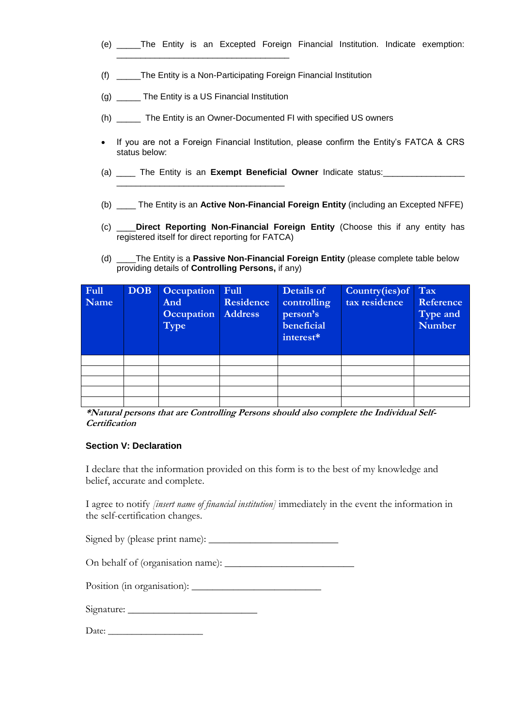(e) _____The Entity is an Excepted Foreign Financial Institution. Indicate exemption: ____________________________________

(f) _____The Entity is a Non-Participating Foreign Financial Institution

(g) _____ The Entity is a US Financial Institution

(h) _____ The Entity is an Owner-Documented FI with specified US owners

- If you are not a Foreign Financial Institution, please confirm the Entity's FATCA & CRS status below:

(a) ____ The Entity is an **Exempt Beneficial Owner** Indicate status:_________________ ___________________________________

(b) ____ The Entity is an **Active Non-Financial Foreign Entity** (including an Excepted NFFE)

(c) ____**Direct Reporting Non-Financial Foreign Entity** (Choose this if any entity has registered itself for direct reporting for FATCA)

(d) ____The Entity is a **Passive Non-Financial Foreign Entity** (please complete table below providing details of **Controlling Persons,** if any)

| Full Name | DOB | Occupation And Occupation Type | Full Residence Address | Details of controlling person's beneficial interest* | Country(ies)of tax residence | Tax Reference Type and Number |
|---|---|---|---|---|---|---|
| | | | | | | |
| | | | | | | |
| | | | | | | |
| | | | | | | |
| | | | | | | |

***Natural persons that are Controlling Persons should also complete the Individual Self-Certification***

**Section V: Declaration**

I declare that the information provided on this form is to the best of my knowledge and belief, accurate and complete.

I agree to notify *[insert name of financial institution]* immediately in the event the information in the self-certification changes.

Signed by (please print name): __________________________

On behalf of (organisation name): __________________________

Position (in organisation): __________________________

Signature: __________________________

Date: ____________________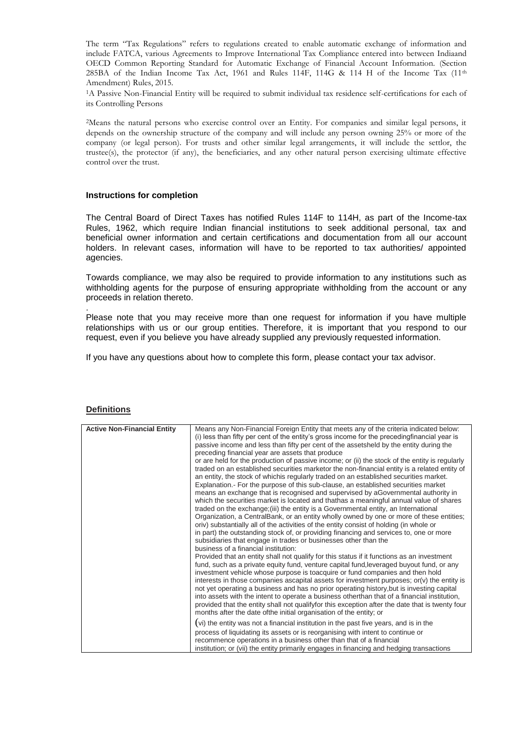The term "Tax Regulations" refers to regulations created to enable automatic exchange of information and include FATCA, various Agreements to Improve International Tax Compliance entered into between Indiaand OECD Common Reporting Standard for Automatic Exchange of Financial Account Information. (Section 285BA of the Indian Income Tax Act, 1961 and Rules 114F, 114G & 114 H of the Income Tax (11th Amendment) Rules, 2015.

[1]A Passive Non-Financial Entity will be required to submit individual tax residence self-certifications for each of its Controlling Persons

[2]Means the natural persons who exercise control over an Entity. For companies and similar legal persons, it depends on the ownership structure of the company and will include any person owning 25% or more of the company (or legal person). For trusts and other similar legal arrangements, it will include the settlor, the trustee(s), the protector (if any), the beneficiaries, and any other natural person exercising ultimate effective control over the trust.

### Instructions for completion

The Central Board of Direct Taxes has notified Rules 114F to 114H, as part of the Income-tax Rules, 1962, which require Indian financial institutions to seek additional personal, tax and beneficial owner information and certain certifications and documentation from all our account holders. In relevant cases, information will have to be reported to tax authorities/ appointed agencies.

Towards compliance, we may also be required to provide information to any institutions such as withholding agents for the purpose of ensuring appropriate withholding from the account or any proceeds in relation thereto.

.
Please note that you may receive more than one request for information if you have multiple relationships with us or our group entities. Therefore, it is important that you respond to our request, even if you believe you have already supplied any previously requested information.

If you have any questions about how to complete this form, please contact your tax advisor.

### Definitions

| **Active Non-Financial Entity** | Means any Non-Financial Foreign Entity that meets any of the criteria indicated below: (i) less than fifty per cent of the entity's gross income for the precedingfinancial year is passive income and less than fifty per cent of the assetsheld by the entity during the preceding financial year are assets that produce or are held for the production of passive income; or (ii) the stock of the entity is regularly traded on an established securities marketor the non-financial entity is a related entity of an entity, the stock of whichis regularly traded on an established securities market. Explanation.- For the purpose of this sub-clause, an established securities market means an exchange that is recognised and supervised by aGovernmental authority in which the securities market is located and thathas a meaningful annual value of shares traded on the exchange;(iii) the entity is a Governmental entity, an International Organization, a CentralBank, or an entity wholly owned by one or more of these entities; oriv) substantially all of the activities of the entity consist of holding (in whole or in part) the outstanding stock of, or providing financing and services to, one or more subsidiaries that engage in trades or businesses other than the business of a financial institution: Provided that an entity shall not qualify for this status if it functions as an investment fund, such as a private equity fund, venture capital fund,leveraged buyout fund, or any investment vehicle whose purpose is toacquire or fund companies and then hold interests in those companies ascapital assets for investment purposes; or(v) the entity is not yet operating a business and has no prior operating history,but is investing capital into assets with the intent to operate a business otherthan that of a financial institution, provided that the entity shall not qualifyfor this exception after the date that is twenty four months after the date ofthe initial organisation of the entity; or (vi) the entity was not a financial institution in the past five years, and is in the process of liquidating its assets or is reorganising with intent to continue or recommence operations in a business other than that of a financial institution; or (vii) the entity primarily engages in financing and hedging transactions |
|---|---|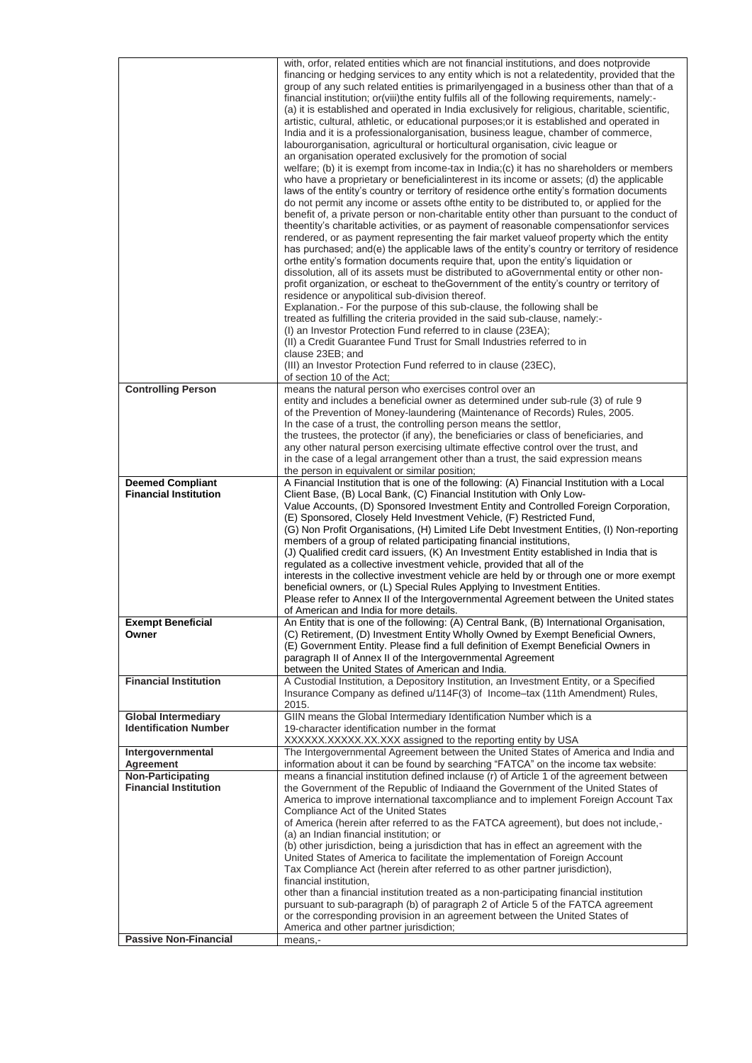| | |
|---|---|
| | with, orfor, related entities which are not financial institutions, and does notprovide financing or hedging services to any entity which is not a relatedentity, provided that the group of any such related entities is primarilyengaged in a business other than that of a financial institution; or(viii)the entity fulfils all of the following requirements, namely:- (a) it is established and operated in India exclusively for religious, charitable, scientific, artistic, cultural, athletic, or educational purposes;or it is established and operated in India and it is a professionalorganisation, business league, chamber of commerce, labourorganisation, agricultural or horticultural organisation, civic league or an organisation operated exclusively for the promotion of social welfare; (b) it is exempt from income-tax in India;(c) it has no shareholders or members who have a proprietary or beneficialinterest in its income or assets; (d) the applicable laws of the entity's country or territory of residence orthe entity's formation documents do not permit any income or assets ofthe entity to be distributed to, or applied for the benefit of, a private person or non-charitable entity other than pursuant to the conduct of theentity's charitable activities, or as payment of reasonable compensationfor services rendered, or as payment representing the fair market valueof property which the entity has purchased; and(e) the applicable laws of the entity's country or territory of residence orthe entity's formation documents require that, upon the entity's liquidation or dissolution, all of its assets must be distributed to aGovernmental entity or other non-profit organization, or escheat to theGovernment of the entity's country or territory of residence or anypolitical sub-division thereof.<br>Explanation.- For the purpose of this sub-clause, the following shall be treated as fulfilling the criteria provided in the said sub-clause, namely:-<br>(I) an Investor Protection Fund referred to in clause (23EA);<br>(II) a Credit Guarantee Fund Trust for Small Industries referred to in clause 23EB; and<br>(III) an Investor Protection Fund referred to in clause (23EC), of section 10 of the Act; |
| **Controlling Person** | means the natural person who exercises control over an entity and includes a beneficial owner as determined under sub-rule (3) of rule 9 of the Prevention of Money-laundering (Maintenance of Records) Rules, 2005. In the case of a trust, the controlling person means the settlor, the trustees, the protector (if any), the beneficiaries or class of beneficiaries, and any other natural person exercising ultimate effective control over the trust, and in the case of a legal arrangement other than a trust, the said expression means the person in equivalent or similar position; |
| **Deemed Compliant Financial Institution** | A Financial Institution that is one of the following: (A) Financial Institution with a Local Client Base, (B) Local Bank, (C) Financial Institution with Only Low-Value Accounts, (D) Sponsored Investment Entity and Controlled Foreign Corporation, (E) Sponsored, Closely Held Investment Vehicle, (F) Restricted Fund, (G) Non Profit Organisations, (H) Limited Life Debt Investment Entities, (I) Non-reporting members of a group of related participating financial institutions, (J) Qualified credit card issuers, (K) An Investment Entity established in India that is regulated as a collective investment vehicle, provided that all of the interests in the collective investment vehicle are held by or through one or more exempt beneficial owners, or (L) Special Rules Applying to Investment Entities. Please refer to Annex II of the Intergovernmental Agreement between the United states of American and India for more details. |
| **Exempt Beneficial Owner** | An Entity that is one of the following: (A) Central Bank, (B) International Organisation, (C) Retirement, (D) Investment Entity Wholly Owned by Exempt Beneficial Owners, (E) Government Entity. Please find a full definition of Exempt Beneficial Owners in paragraph II of Annex II of the Intergovernmental Agreement between the United States of American and India. |
| **Financial Institution** | A Custodial Institution, a Depository Institution, an Investment Entity, or a Specified Insurance Company as defined u/114F(3) of Income–tax (11th Amendment) Rules, 2015. |
| **Global Intermediary Identification Number** | GIIN means the Global Intermediary Identification Number which is a 19-character identification number in the format XXXXXX.XXXXX.XX.XXX assigned to the reporting entity by USA |
| **Intergovernmental Agreement** | The Intergovernmental Agreement between the United States of America and India and information about it can be found by searching "FATCA" on the income tax website: |
| **Non-Participating Financial Institution** | means a financial institution defined inclause (r) of Article 1 of the agreement between the Government of the Republic of Indiaand the Government of the United States of America to improve international taxcompliance and to implement Foreign Account Tax Compliance Act of the United States of America (herein after referred to as the FATCA agreement), but does not include,-<br>(a) an Indian financial institution; or<br>(b) other jurisdiction, being a jurisdiction that has in effect an agreement with the United States of America to facilitate the implementation of Foreign Account Tax Compliance Act (herein after referred to as other partner jurisdiction), financial institution,<br>other than a financial institution treated as a non-participating financial institution pursuant to sub-paragraph (b) of paragraph 2 of Article 5 of the FATCA agreement or the corresponding provision in an agreement between the United States of America and other partner jurisdiction; |
| **Passive Non-Financial** | means,- |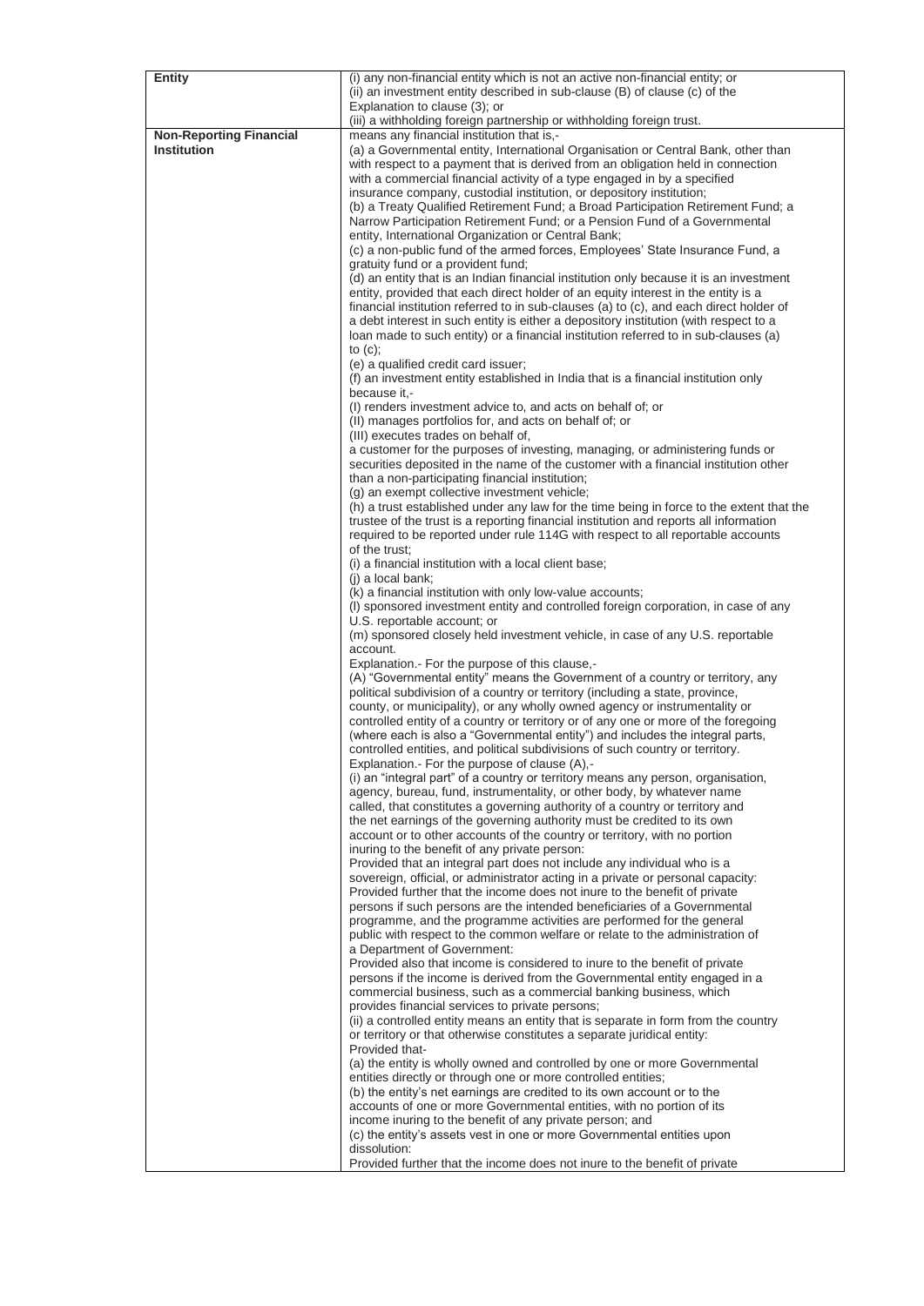| | |
|---|---|
| **Entity** | (i) any non-financial entity which is not an active non-financial entity; or<br>(ii) an investment entity described in sub-clause (B) of clause (c) of the Explanation to clause (3); or<br>(iii) a withholding foreign partnership or withholding foreign trust. |
| **Non-Reporting Financial Institution** | means any financial institution that is,-<br>(a) a Governmental entity, International Organisation or Central Bank, other than with respect to a payment that is derived from an obligation held in connection with a commercial financial activity of a type engaged in by a specified insurance company, custodial institution, or depository institution;<br>(b) a Treaty Qualified Retirement Fund; a Broad Participation Retirement Fund; a Narrow Participation Retirement Fund; or a Pension Fund of a Governmental entity, International Organization or Central Bank;<br>(c) a non-public fund of the armed forces, Employees' State Insurance Fund, a gratuity fund or a provident fund;<br>(d) an entity that is an Indian financial institution only because it is an investment entity, provided that each direct holder of an equity interest in the entity is a financial institution referred to in sub-clauses (a) to (c), and each direct holder of a debt interest in such entity is either a depository institution (with respect to a loan made to such entity) or a financial institution referred to in sub-clauses (a) to (c);<br>(e) a qualified credit card issuer;<br>(f) an investment entity established in India that is a financial institution only because it,-<br>(I) renders investment advice to, and acts on behalf of; or<br>(II) manages portfolios for, and acts on behalf of; or<br>(III) executes trades on behalf of,<br>a customer for the purposes of investing, managing, or administering funds or securities deposited in the name of the customer with a financial institution other than a non-participating financial institution;<br>(g) an exempt collective investment vehicle;<br>(h) a trust established under any law for the time being in force to the extent that the trustee of the trust is a reporting financial institution and reports all information required to be reported under rule 114G with respect to all reportable accounts of the trust;<br>(i) a financial institution with a local client base;<br>(j) a local bank;<br>(k) a financial institution with only low-value accounts;<br>(l) sponsored investment entity and controlled foreign corporation, in case of any U.S. reportable account; or<br>(m) sponsored closely held investment vehicle, in case of any U.S. reportable account.<br>Explanation.- For the purpose of this clause,-<br>(A) "Governmental entity" means the Government of a country or territory, any political subdivision of a country or territory (including a state, province, county, or municipality), or any wholly owned agency or instrumentality or controlled entity of a country or territory or of any one or more of the foregoing (where each is also a "Governmental entity") and includes the integral parts, controlled entities, and political subdivisions of such country or territory.<br>Explanation.- For the purpose of clause (A),-<br>(i) an "integral part" of a country or territory means any person, organisation, agency, bureau, fund, instrumentality, or other body, by whatever name called, that constitutes a governing authority of a country or territory and the net earnings of the governing authority must be credited to its own account or to other accounts of the country or territory, with no portion inuring to the benefit of any private person:<br>Provided that an integral part does not include any individual who is a sovereign, official, or administrator acting in a private or personal capacity:<br>Provided further that the income does not inure to the benefit of private persons if such persons are the intended beneficiaries of a Governmental programme, and the programme activities are performed for the general public with respect to the common welfare or relate to the administration of a Department of Government:<br>Provided also that income is considered to inure to the benefit of private persons if the income is derived from the Governmental entity engaged in a commercial business, such as a commercial banking business, which provides financial services to private persons;<br>(ii) a controlled entity means an entity that is separate in form from the country or territory or that otherwise constitutes a separate juridical entity:<br>Provided that-<br>(a) the entity is wholly owned and controlled by one or more Governmental entities directly or through one or more controlled entities;<br>(b) the entity's net earnings are credited to its own account or to the accounts of one or more Governmental entities, with no portion of its income inuring to the benefit of any private person; and<br>(c) the entity's assets vest in one or more Governmental entities upon dissolution:<br>Provided further that the income does not inure to the benefit of private |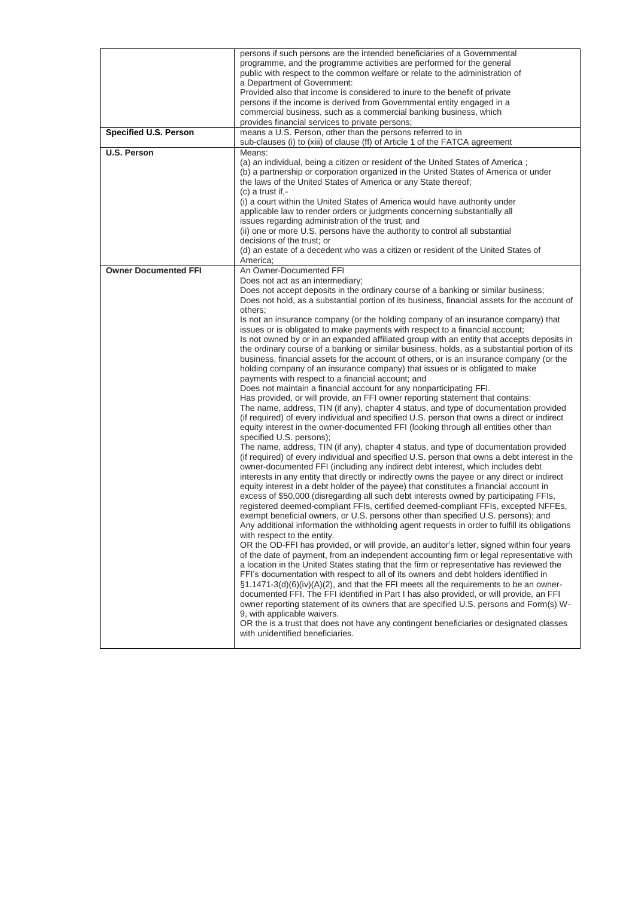| | |
|---|---|
| | persons if such persons are the intended beneficiaries of a Governmental programme, and the programme activities are performed for the general public with respect to the common welfare or relate to the administration of a Department of Government:<br>Provided also that income is considered to inure to the benefit of private persons if the income is derived from Governmental entity engaged in a commercial business, such as a commercial banking business, which provides financial services to private persons; |
| **Specified U.S. Person** | means a U.S. Person, other than the persons referred to in sub-clauses (i) to (xiii) of clause (ff) of Article 1 of the FATCA agreement |
| **U.S. Person** | Means:<br>(a) an individual, being a citizen or resident of the United States of America ;<br>(b) a partnership or corporation organized in the United States of America or under the laws of the United States of America or any State thereof;<br>(c) a trust if,-<br>(i) a court within the United States of America would have authority under applicable law to render orders or judgments concerning substantially all issues regarding administration of the trust; and<br>(ii) one or more U.S. persons have the authority to control all substantial decisions of the trust; or<br>(d) an estate of a decedent who was a citizen or resident of the United States of America; |
| **Owner Documented FFI** | An Owner-Documented FFI<br>Does not act as an intermediary;<br>Does not accept deposits in the ordinary course of a banking or similar business;<br>Does not hold, as a substantial portion of its business, financial assets for the account of others;<br>Is not an insurance company (or the holding company of an insurance company) that issues or is obligated to make payments with respect to a financial account;<br>Is not owned by or in an expanded affiliated group with an entity that accepts deposits in the ordinary course of a banking or similar business, holds, as a substantial portion of its business, financial assets for the account of others, or is an insurance company (or the holding company of an insurance company) that issues or is obligated to make payments with respect to a financial account; and<br>Does not maintain a financial account for any nonparticipating FFI.<br>Has provided, or will provide, an FFI owner reporting statement that contains:<br>The name, address, TIN (if any), chapter 4 status, and type of documentation provided (if required) of every individual and specified U.S. person that owns a direct or indirect equity interest in the owner-documented FFI (looking through all entities other than specified U.S. persons);<br>The name, address, TIN (if any), chapter 4 status, and type of documentation provided (if required) of every individual and specified U.S. person that owns a debt interest in the owner-documented FFI (including any indirect debt interest, which includes debt interests in any entity that directly or indirectly owns the payee or any direct or indirect equity interest in a debt holder of the payee) that constitutes a financial account in excess of \$50,000 (disregarding all such debt interests owned by participating FFIs, registered deemed-compliant FFIs, certified deemed-compliant FFIs, excepted NFFEs, exempt beneficial owners, or U.S. persons other than specified U.S. persons); and<br>Any additional information the withholding agent requests in order to fulfill its obligations with respect to the entity.<br>OR the OD-FFI has provided, or will provide, an auditor's letter, signed within four years of the date of payment, from an independent accounting firm or legal representative with a location in the United States stating that the firm or representative has reviewed the FFI's documentation with respect to all of its owners and debt holders identified in §1.1471-3(d)(6)(iv)(A)(2), and that the FFI meets all the requirements to be an owner-documented FFI. The FFI identified in Part I has also provided, or will provide, an FFI owner reporting statement of its owners that are specified U.S. persons and Form(s) W-9, with applicable waivers.<br>OR the is a trust that does not have any contingent beneficiaries or designated classes with unidentified beneficiaries. |